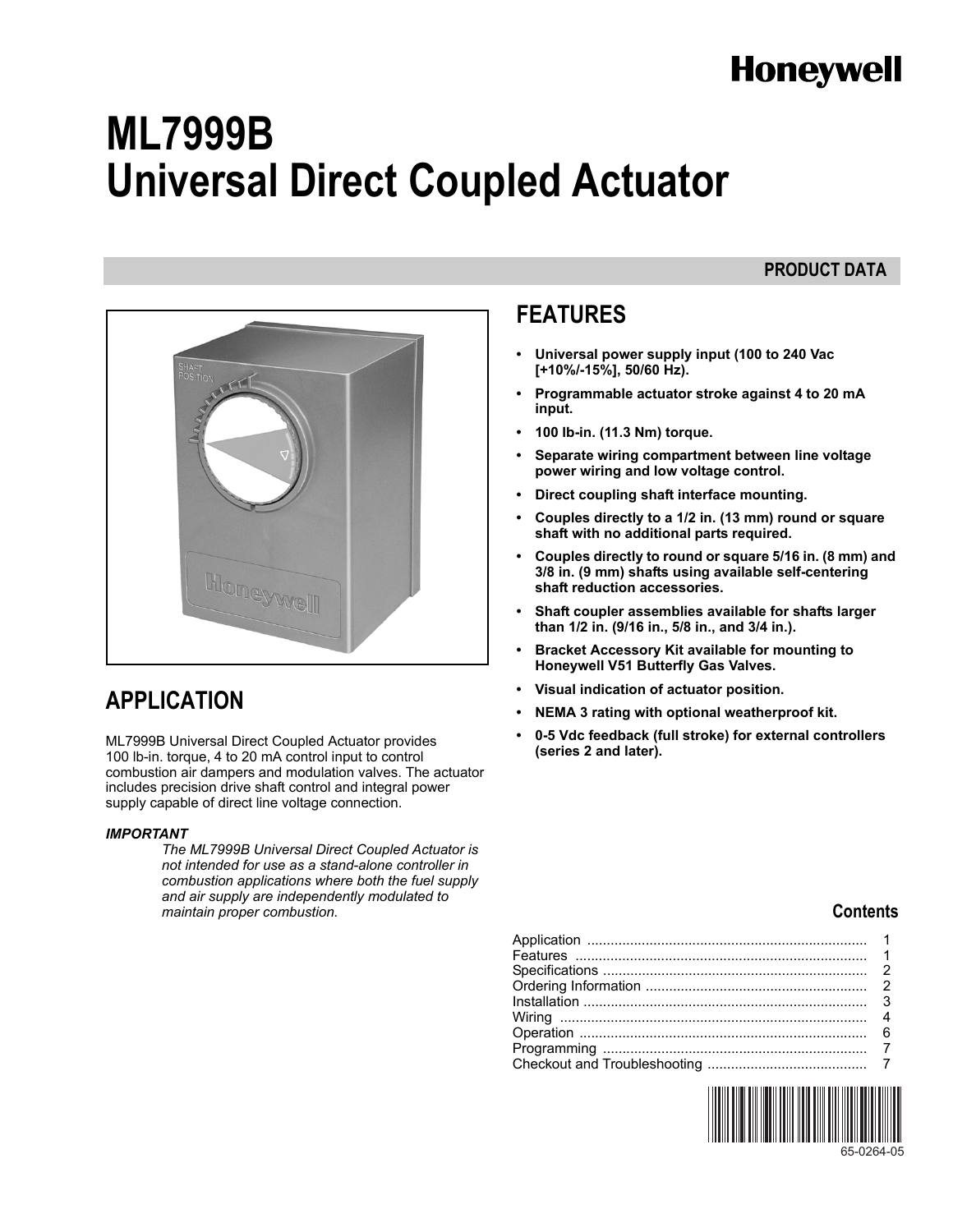Honeywell

# ML7999B Universal Direct Coupled Actuator

**PRODUCT DATA**

## APPLICATION

ML7999B Universal Direct Coupled Actuator provides 100 lb-in. torque, 4 to 20 mA control input to control combustion air dampers and modulation valves. The actuator includes precision drive shaft control and integral power supply capable of direct line voltage connection.

***IMPORTANT***

*The ML7999B Universal Direct Coupled Actuator is not intended for use as a stand-alone controller in combustion applications where both the fuel supply and air supply are independently modulated to maintain proper combustion.*

## FEATURES

- **Universal power supply input (100 to 240 Vac [+10%/-15%], 50/60 Hz).**
- **Programmable actuator stroke against 4 to 20 mA input.**
- **100 lb-in. (11.3 Nm) torque.**
- **Separate wiring compartment between line voltage power wiring and low voltage control.**
- **Direct coupling shaft interface mounting.**
- **Couples directly to a 1/2 in. (13 mm) round or square shaft with no additional parts required.**
- **Couples directly to round or square 5/16 in. (8 mm) and 3/8 in. (9 mm) shafts using available self-centering shaft reduction accessories.**
- **Shaft coupler assemblies available for shafts larger than 1/2 in. (9/16 in., 5/8 in., and 3/4 in.).**
- **Bracket Accessory Kit available for mounting to Honeywell V51 Butterfly Gas Valves.**
- **Visual indication of actuator position.**
- **NEMA 3 rating with optional weatherproof kit.**
- **0-5 Vdc feedback (full stroke) for external controllers (series 2 and later).**

### Contents

| | |
|---|---|
| Application | 1 |
| Features | 1 |
| Specifications | 2 |
| Ordering Information | 2 |
| Installation | 3 |
| Wiring | 4 |
| Operation | 6 |
| Programming | 7 |
| Checkout and Troubleshooting | 7 |

65-0264-05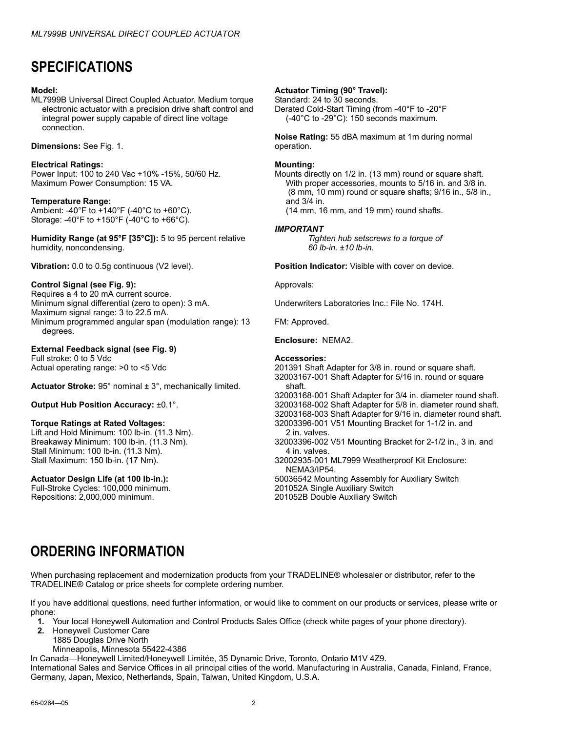## SPECIFICATIONS

**Model:**
ML7999B Universal Direct Coupled Actuator. Medium torque electronic actuator with a precision drive shaft control and integral power supply capable of direct line voltage connection.

**Dimensions:** See Fig. 1.

**Electrical Ratings:**
Power Input: 100 to 240 Vac +10% -15%, 50/60 Hz.
Maximum Power Consumption: 15 VA.

**Temperature Range:**
Ambient: -40°F to +140°F (-40°C to +60°C).
Storage: -40°F to +150°F (-40°C to +66°C).

**Humidity Range (at 95°F [35°C]):** 5 to 95 percent relative humidity, noncondensing.

**Vibration:** 0.0 to 0.5g continuous (V2 level).

**Control Signal (see Fig. 9):**
Requires a 4 to 20 mA current source.
Minimum signal differential (zero to open): 3 mA.
Maximum signal range: 3 to 22.5 mA.
Minimum programmed angular span (modulation range): 13 degrees.

**External Feedback signal (see Fig. 9)**
Full stroke: 0 to 5 Vdc
Actual operating range: >0 to <5 Vdc

**Actuator Stroke:** 95° nominal ± 3°, mechanically limited.

**Output Hub Position Accuracy:** ±0.1°.

**Torque Ratings at Rated Voltages:**
Lift and Hold Minimum: 100 lb-in. (11.3 Nm).
Breakaway Minimum: 100 lb-in. (11.3 Nm).
Stall Minimum: 100 lb-in. (11.3 Nm).
Stall Maximum: 150 lb-in. (17 Nm).

**Actuator Design Life (at 100 lb-in.):**
Full-Stroke Cycles: 100,000 minimum.
Repositions: 2,000,000 minimum.

**Actuator Timing (90° Travel):**
Standard: 24 to 30 seconds.
Derated Cold-Start Timing (from -40°F to -20°F (-40°C to -29°C): 150 seconds maximum.

**Noise Rating:** 55 dBA maximum at 1m during normal operation.

**Mounting:**
Mounts directly on 1/2 in. (13 mm) round or square shaft. With proper accessories, mounts to 5/16 in. and 3/8 in. (8 mm, 10 mm) round or square shafts; 9/16 in., 5/8 in., and 3/4 in. (14 mm, 16 mm, and 19 mm) round shafts.

***IMPORTANT***
*Tighten hub setscrews to a torque of 60 lb-in. ±10 lb-in.*

**Position Indicator:** Visible with cover on device.

Approvals:

Underwriters Laboratories Inc.: File No. 174H.

FM: Approved.

**Enclosure:** NEMA2.

**Accessories:**
201391 Shaft Adapter for 3/8 in. round or square shaft.
32003167-001 Shaft Adapter for 5/16 in. round or square shaft.
32003168-001 Shaft Adapter for 3/4 in. diameter round shaft.
32003168-002 Shaft Adapter for 5/8 in. diameter round shaft.
32003168-003 Shaft Adapter for 9/16 in. diameter round shaft.
32003396-001 V51 Mounting Bracket for 1-1/2 in. and 2 in. valves.
32003396-002 V51 Mounting Bracket for 2-1/2 in., 3 in. and 4 in. valves.
32002935-001 ML7999 Weatherproof Kit Enclosure: NEMA3/IP54.
50036542 Mounting Assembly for Auxiliary Switch
201052A Single Auxiliary Switch
201052B Double Auxiliary Switch

## ORDERING INFORMATION

When purchasing replacement and modernization products from your TRADELINE® wholesaler or distributor, refer to the TRADELINE® Catalog or price sheets for complete ordering number.

If you have additional questions, need further information, or would like to comment on our products or services, please write or phone:

1. Your local Honeywell Automation and Control Products Sales Office (check white pages of your phone directory).
2. Honeywell Customer Care
   1885 Douglas Drive North
   Minneapolis, Minnesota 55422-4386

In Canada—Honeywell Limited/Honeywell Limitée, 35 Dynamic Drive, Toronto, Ontario M1V 4Z9.
International Sales and Service Offices in all principal cities of the world. Manufacturing in Australia, Canada, Finland, France, Germany, Japan, Mexico, Netherlands, Spain, Taiwan, United Kingdom, U.S.A.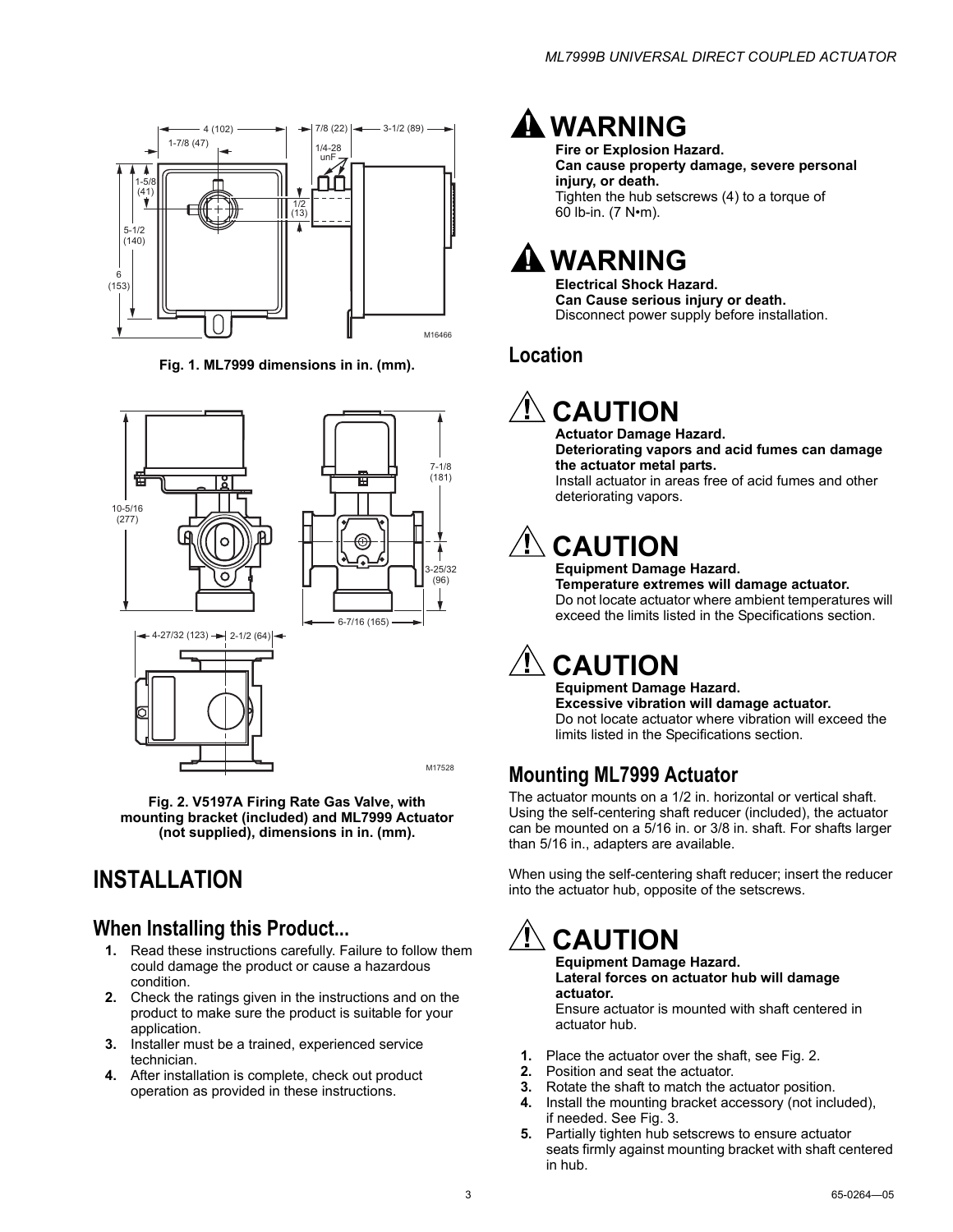Fig. 1. ML7999 dimensions in in. (mm).

Fig. 2. V5197A Firing Rate Gas Valve, with mounting bracket (included) and ML7999 Actuator (not supplied), dimensions in in. (mm).

# INSTALLATION

## When Installing this Product...

1. Read these instructions carefully. Failure to follow them could damage the product or cause a hazardous condition.
2. Check the ratings given in the instructions and on the product to make sure the product is suitable for your application.
3. Installer must be a trained, experienced service technician.
4. After installation is complete, check out product operation as provided in these instructions.

## WARNING

**Fire or Explosion Hazard.**
**Can cause property damage, severe personal injury, or death.**
Tighten the hub setscrews (4) to a torque of 60 lb-in. (7 N•m).

## WARNING

**Electrical Shock Hazard.**
**Can Cause serious injury or death.**
Disconnect power supply before installation.

## Location

## CAUTION

**Actuator Damage Hazard.**
**Deteriorating vapors and acid fumes can damage the actuator metal parts.**
Install actuator in areas free of acid fumes and other deteriorating vapors.

## CAUTION

**Equipment Damage Hazard.**
**Temperature extremes will damage actuator.**
Do not locate actuator where ambient temperatures will exceed the limits listed in the Specifications section.

## CAUTION

**Equipment Damage Hazard.**
**Excessive vibration will damage actuator.**
Do not locate actuator where vibration will exceed the limits listed in the Specifications section.

## Mounting ML7999 Actuator

The actuator mounts on a 1/2 in. horizontal or vertical shaft. Using the self-centering shaft reducer (included), the actuator can be mounted on a 5/16 in. or 3/8 in. shaft. For shafts larger than 5/16 in., adapters are available.

When using the self-centering shaft reducer; insert the reducer into the actuator hub, opposite of the setscrews.

## CAUTION

**Equipment Damage Hazard.**
**Lateral forces on actuator hub will damage actuator.**
Ensure actuator is mounted with shaft centered in actuator hub.

1. Place the actuator over the shaft, see Fig. 2.
2. Position and seat the actuator.
3. Rotate the shaft to match the actuator position.
4. Install the mounting bracket accessory (not included), if needed. See Fig. 3.
5. Partially tighten hub setscrews to ensure actuator seats firmly against mounting bracket with shaft centered in hub.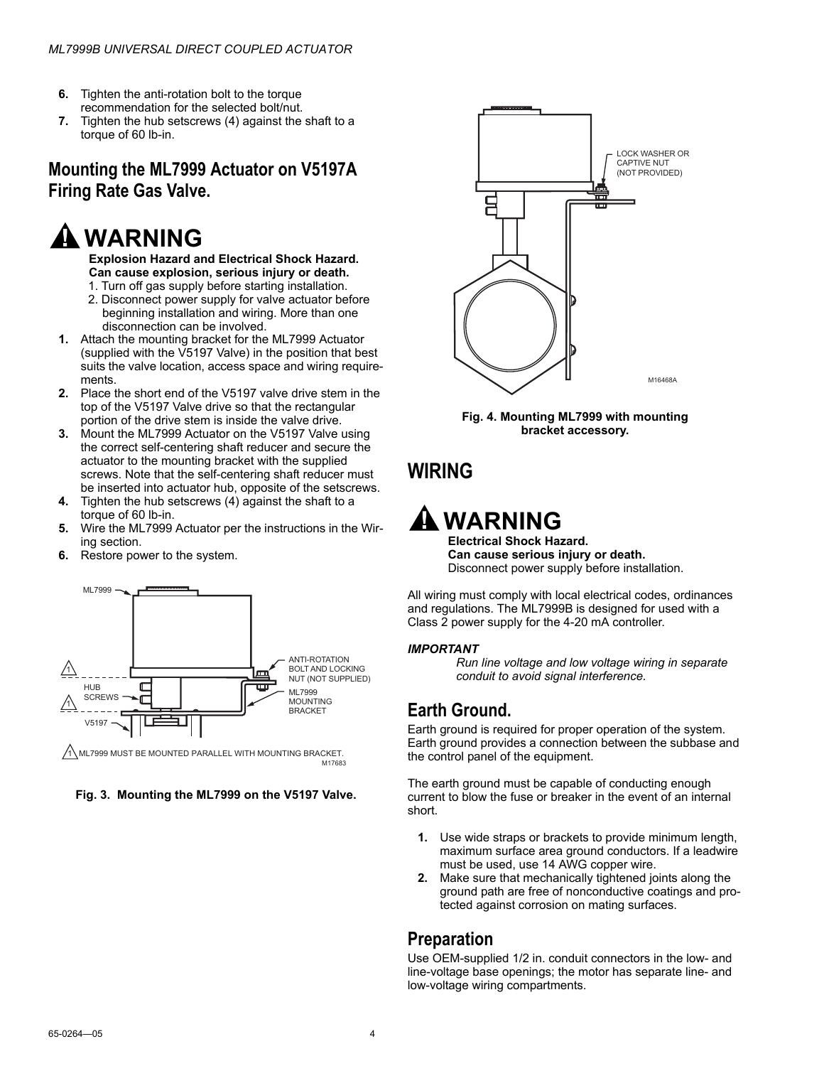6. Tighten the anti-rotation bolt to the torque recommendation for the selected bolt/nut.
7. Tighten the hub setscrews (4) against the shaft to a torque of 60 lb-in.

## Mounting the ML7999 Actuator on V5197A Firing Rate Gas Valve.

**WARNING**

**Explosion Hazard and Electrical Shock Hazard.**
**Can cause explosion, serious injury or death.**
1. Turn off gas supply before starting installation.
2. Disconnect power supply for valve actuator before beginning installation and wiring. More than one disconnection can be involved.

1. Attach the mounting bracket for the ML7999 Actuator (supplied with the V5197 Valve) in the position that best suits the valve location, access space and wiring requirements.
2. Place the short end of the V5197 valve drive stem in the top of the V5197 Valve drive so that the rectangular portion of the drive stem is inside the valve drive.
3. Mount the ML7999 Actuator on the V5197 Valve using the correct self-centering shaft reducer and secure the actuator to the mounting bracket with the supplied screws. Note that the self-centering shaft reducer must be inserted into actuator hub, opposite of the setscrews.
4. Tighten the hub setscrews (4) against the shaft to a torque of 60 lb-in.
5. Wire the ML7999 Actuator per the instructions in the Wiring section.
6. Restore power to the system.

ML7999 MUST BE MOUNTED PARALLEL WITH MOUNTING BRACKET.

**Fig. 3. Mounting the ML7999 on the V5197 Valve.**

**Fig. 4. Mounting ML7999 with mounting bracket accessory.**

# WIRING

**WARNING**

**Electrical Shock Hazard.**
**Can cause serious injury or death.**
Disconnect power supply before installation.

All wiring must comply with local electrical codes, ordinances and regulations. The ML7999B is designed for used with a Class 2 power supply for the 4-20 mA controller.

***IMPORTANT***
*Run line voltage and low voltage wiring in separate conduit to avoid signal interference.*

## Earth Ground.

Earth ground is required for proper operation of the system. Earth ground provides a connection between the subbase and the control panel of the equipment.

The earth ground must be capable of conducting enough current to blow the fuse or breaker in the event of an internal short.

1. Use wide straps or brackets to provide minimum length, maximum surface area ground conductors. If a leadwire must be used, use 14 AWG copper wire.
2. Make sure that mechanically tightened joints along the ground path are free of nonconductive coatings and protected against corrosion on mating surfaces.

## Preparation

Use OEM-supplied 1/2 in. conduit connectors in the low- and line-voltage base openings; the motor has separate line- and low-voltage wiring compartments.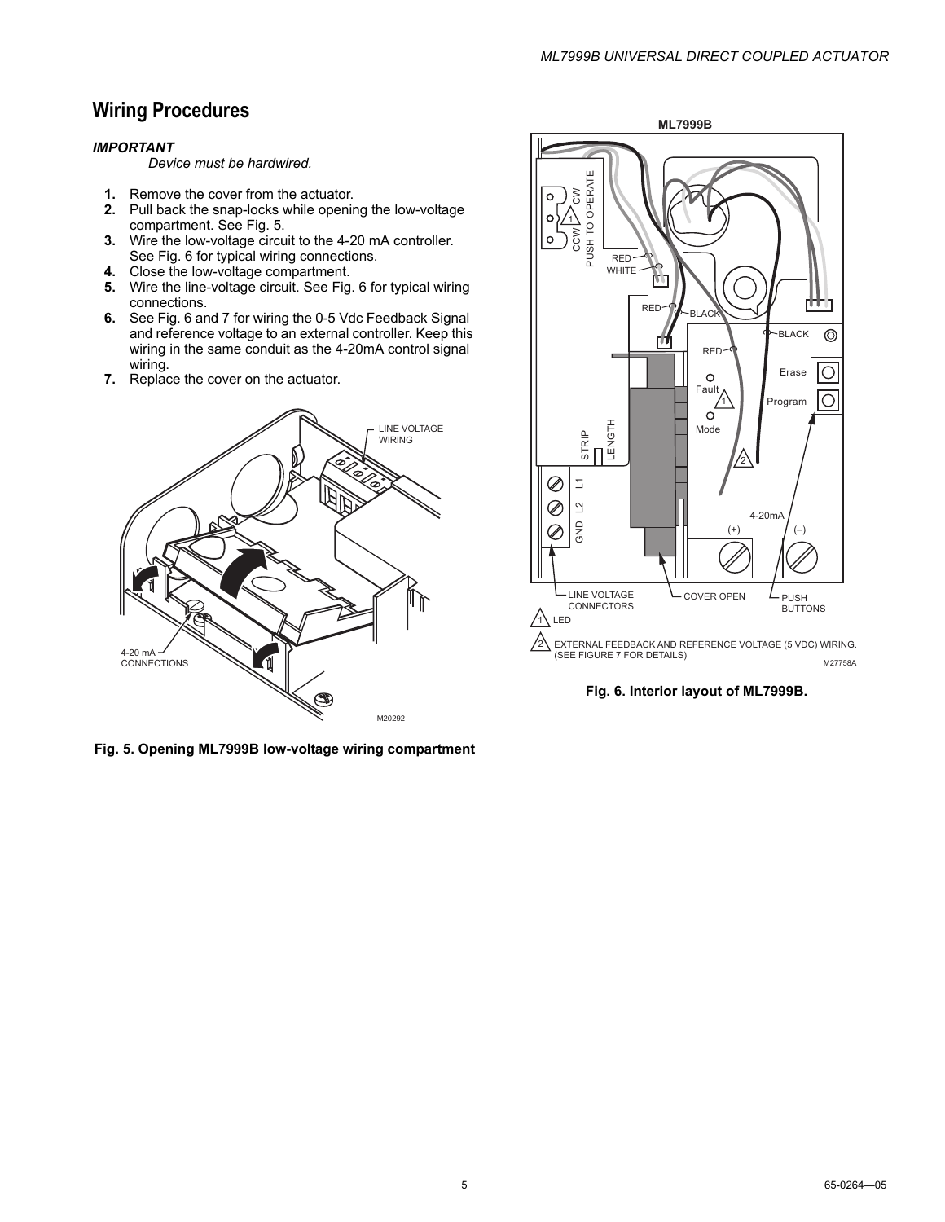## Wiring Procedures

***IMPORTANT***
*Device must be hardwired.*

1. Remove the cover from the actuator.
2. Pull back the snap-locks while opening the low-voltage compartment. See Fig. 5.
3. Wire the low-voltage circuit to the 4-20 mA controller. See Fig. 6 for typical wiring connections.
4. Close the low-voltage compartment.
5. Wire the line-voltage circuit. See Fig. 6 for typical wiring connections.
6. See Fig. 6 and 7 for wiring the 0-5 Vdc Feedback Signal and reference voltage to an external controller. Keep this wiring in the same conduit as the 4-20mA control signal wiring.
7. Replace the cover on the actuator.

**Fig. 5. Opening ML7999B low-voltage wiring compartment**

**Fig. 6. Interior layout of ML7999B.**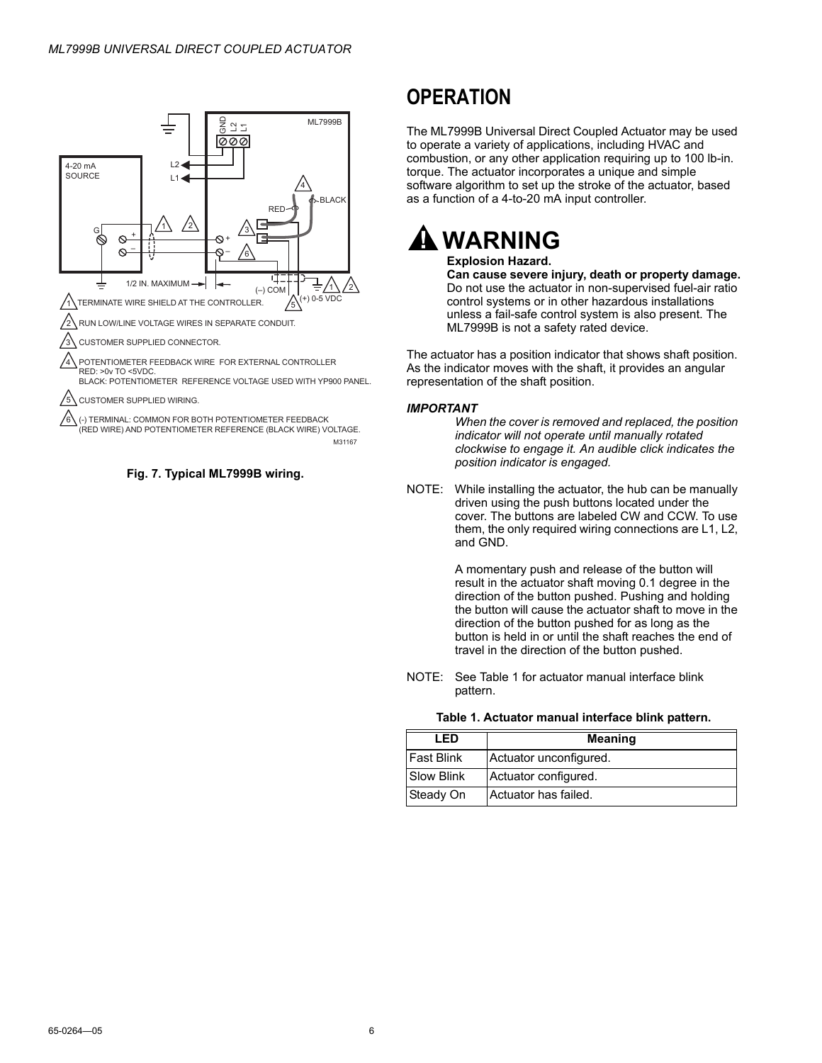1. TERMINATE WIRE SHIELD AT THE CONTROLLER.
2. RUN LOW/LINE VOLTAGE WIRES IN SEPARATE CONDUIT.
3. CUSTOMER SUPPLIED CONNECTOR.
4. POTENTIOMETER FEEDBACK WIRE FOR EXTERNAL CONTROLLER
   RED: >0v TO <5VDC.
   BLACK: POTENTIOMETER REFERENCE VOLTAGE USED WITH YP900 PANEL.
5. CUSTOMER SUPPLIED WIRING.
6. (-) TERMINAL: COMMON FOR BOTH POTENTIOMETER FEEDBACK (RED WIRE) AND POTENTIOMETER REFERENCE (BLACK WIRE) VOLTAGE.

M31167

**Fig. 7. Typical ML7999B wiring.**

# OPERATION

The ML7999B Universal Direct Coupled Actuator may be used to operate a variety of applications, including HVAC and combustion, or any other application requiring up to 100 lb-in. torque. The actuator incorporates a unique and simple software algorithm to set up the stroke of the actuator, based as a function of a 4-to-20 mA input controller.

## WARNING

**Explosion Hazard.**
**Can cause severe injury, death or property damage.**
Do not use the actuator in non-supervised fuel-air ratio control systems or in other hazardous installations unless a fail-safe control system is also present. The ML7999B is not a safety rated device.

The actuator has a position indicator that shows shaft position. As the indicator moves with the shaft, it provides an angular representation of the shaft position.

***IMPORTANT***
*When the cover is removed and replaced, the position indicator will not operate until manually rotated clockwise to engage it. An audible click indicates the position indicator is engaged.*

NOTE: While installing the actuator, the hub can be manually driven using the push buttons located under the cover. The buttons are labeled CW and CCW. To use them, the only required wiring connections are L1, L2, and GND.

A momentary push and release of the button will result in the actuator shaft moving 0.1 degree in the direction of the button pushed. Pushing and holding the button will cause the actuator shaft to move in the direction of the button pushed for as long as the button is held in or until the shaft reaches the end of travel in the direction of the button pushed.

NOTE: See Table 1 for actuator manual interface blink pattern.

**Table 1. Actuator manual interface blink pattern.**

| LED | Meaning |
|---|---|
| Fast Blink | Actuator unconfigured. |
| Slow Blink | Actuator configured. |
| Steady On | Actuator has failed. |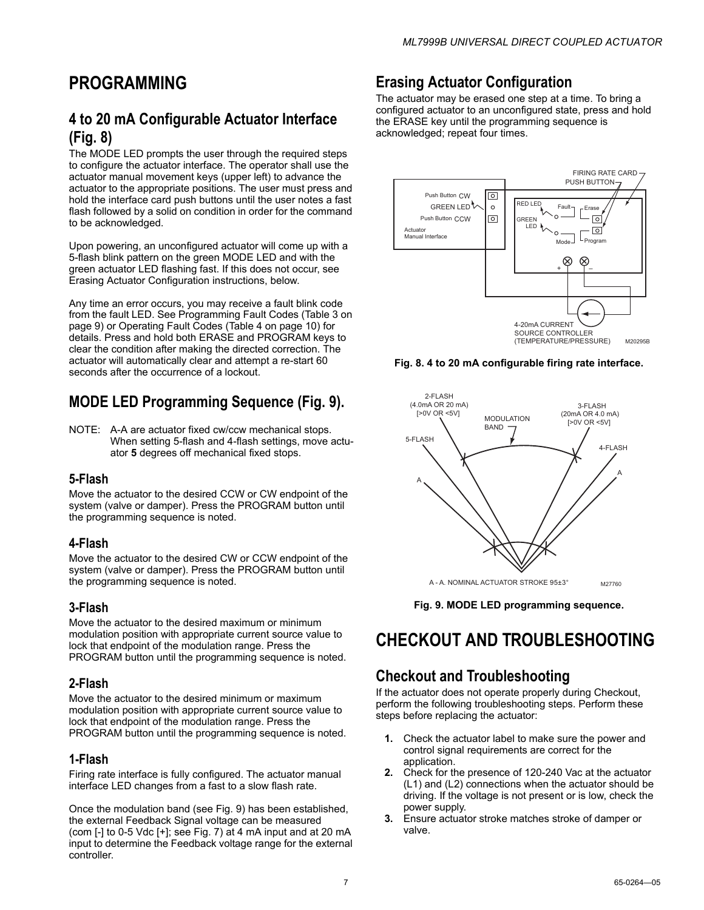# PROGRAMMING

## 4 to 20 mA Configurable Actuator Interface (Fig. 8)

The MODE LED prompts the user through the required steps to configure the actuator interface. The operator shall use the actuator manual movement keys (upper left) to advance the actuator to the appropriate positions. The user must press and hold the interface card push buttons until the user notes a fast flash followed by a solid on condition in order for the command to be acknowledged.

Upon powering, an unconfigured actuator will come up with a 5-flash blink pattern on the green MODE LED and with the green actuator LED flashing fast. If this does not occur, see Erasing Actuator Configuration instructions, below.

Any time an error occurs, you may receive a fault blink code from the fault LED. See Programming Fault Codes (Table 3 on page 9) or Operating Fault Codes (Table 4 on page 10) for details. Press and hold both ERASE and PROGRAM keys to clear the condition after making the directed correction. The actuator will automatically clear and attempt a re-start 60 seconds after the occurrence of a lockout.

## MODE LED Programming Sequence (Fig. 9).

NOTE: A-A are actuator fixed cw/ccw mechanical stops. When setting 5-flash and 4-flash settings, move actuator **5** degrees off mechanical fixed stops.

### 5-Flash

Move the actuator to the desired CCW or CW endpoint of the system (valve or damper). Press the PROGRAM button until the programming sequence is noted.

### 4-Flash

Move the actuator to the desired CW or CCW endpoint of the system (valve or damper). Press the PROGRAM button until the programming sequence is noted.

### 3-Flash

Move the actuator to the desired maximum or minimum modulation position with appropriate current source value to lock that endpoint of the modulation range. Press the PROGRAM button until the programming sequence is noted.

### 2-Flash

Move the actuator to the desired minimum or maximum modulation position with appropriate current source value to lock that endpoint of the modulation range. Press the PROGRAM button until the programming sequence is noted.

### 1-Flash

Firing rate interface is fully configured. The actuator manual interface LED changes from a fast to a slow flash rate.

Once the modulation band (see Fig. 9) has been established, the external Feedback Signal voltage can be measured (com [-] to 0-5 Vdc [+]; see Fig. 7) at 4 mA input and at 20 mA input to determine the Feedback voltage range for the external controller.

## Erasing Actuator Configuration

The actuator may be erased one step at a time. To bring a configured actuator to an unconfigured state, press and hold the ERASE key until the programming sequence is acknowledged; repeat four times.

**Fig. 8. 4 to 20 mA configurable firing rate interface.**

**Fig. 9. MODE LED programming sequence.**

# CHECKOUT AND TROUBLESHOOTING

## Checkout and Troubleshooting

If the actuator does not operate properly during Checkout, perform the following troubleshooting steps. Perform these steps before replacing the actuator:

1. Check the actuator label to make sure the power and control signal requirements are correct for the application.
2. Check for the presence of 120-240 Vac at the actuator (L1) and (L2) connections when the actuator should be driving. If the voltage is not present or is low, check the power supply.
3. Ensure actuator stroke matches stroke of damper or valve.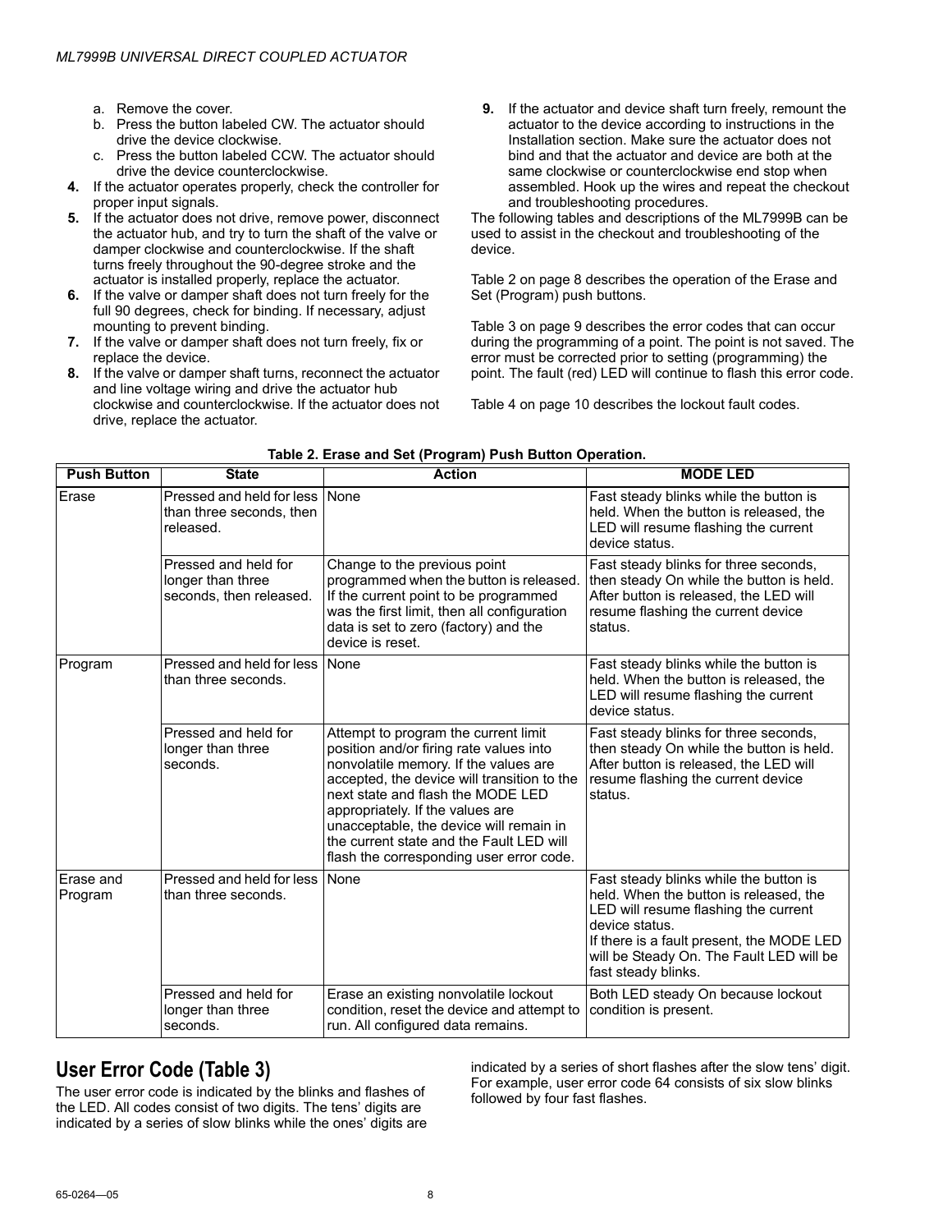a. Remove the cover.
b. Press the button labeled CW. The actuator should drive the device clockwise.
c. Press the button labeled CCW. The actuator should drive the device counterclockwise.

4. If the actuator operates properly, check the controller for proper input signals.
5. If the actuator does not drive, remove power, disconnect the actuator hub, and try to turn the shaft of the valve or damper clockwise and counterclockwise. If the shaft turns freely throughout the 90-degree stroke and the actuator is installed properly, replace the actuator.
6. If the valve or damper shaft does not turn freely for the full 90 degrees, check for binding. If necessary, adjust mounting to prevent binding.
7. If the valve or damper shaft does not turn freely, fix or replace the device.
8. If the valve or damper shaft turns, reconnect the actuator and line voltage wiring and drive the actuator hub clockwise and counterclockwise. If the actuator does not drive, replace the actuator.
9. If the actuator and device shaft turn freely, remount the actuator to the device according to instructions in the Installation section. Make sure the actuator does not bind and that the actuator and device are both at the same clockwise or counterclockwise end stop when assembled. Hook up the wires and repeat the checkout and troubleshooting procedures.

The following tables and descriptions of the ML7999B can be used to assist in the checkout and troubleshooting of the device.

Table 2 on page 8 describes the operation of the Erase and Set (Program) push buttons.

Table 3 on page 9 describes the error codes that can occur during the programming of a point. The point is not saved. The error must be corrected prior to setting (programming) the point. The fault (red) LED will continue to flash this error code.

Table 4 on page 10 describes the lockout fault codes.

**Table 2. Erase and Set (Program) Push Button Operation.**

| Push Button | State | Action | MODE LED |
|---|---|---|---|
| Erase | Pressed and held for less than three seconds, then released. | None | Fast steady blinks while the button is held. When the button is released, the LED will resume flashing the current device status. |
| | Pressed and held for longer than three seconds, then released. | Change to the previous point programmed when the button is released. If the current point to be programmed was the first limit, then all configuration data is set to zero (factory) and the device is reset. | Fast steady blinks for three seconds, then steady On while the button is held. After button is released, the LED will resume flashing the current device status. |
| Program | Pressed and held for less than three seconds. | None | Fast steady blinks while the button is held. When the button is released, the LED will resume flashing the current device status. |
| | Pressed and held for longer than three seconds. | Attempt to program the current limit position and/or firing rate values into nonvolatile memory. If the values are accepted, the device will transition to the next state and flash the MODE LED appropriately. If the values are unacceptable, the device will remain in the current state and the Fault LED will flash the corresponding user error code. | Fast steady blinks for three seconds, then steady On while the button is held. After button is released, the LED will resume flashing the current device status. |
| Erase and Program | Pressed and held for less than three seconds. | None | Fast steady blinks while the button is held. When the button is released, the LED will resume flashing the current device status.<br>If there is a fault present, the MODE LED will be Steady On. The Fault LED will be fast steady blinks. |
| | Pressed and held for longer than three seconds. | Erase an existing nonvolatile lockout condition, reset the device and attempt to run. All configured data remains. | Both LED steady On because lockout condition is present. |

## User Error Code (Table 3)

The user error code is indicated by the blinks and flashes of the LED. All codes consist of two digits. The tens' digits are indicated by a series of slow blinks while the ones' digits are indicated by a series of short flashes after the slow tens' digit. For example, user error code 64 consists of six slow blinks followed by four fast flashes.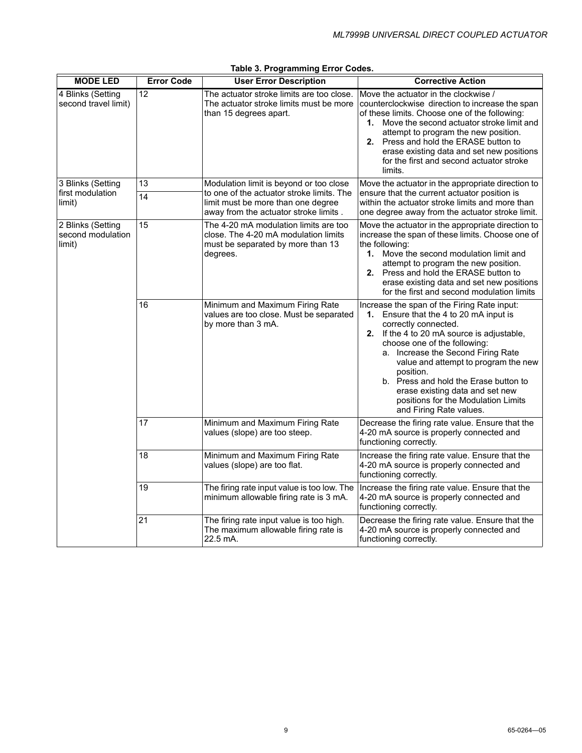**Table 3. Programming Error Codes.**

| MODE LED | Error Code | User Error Description | Corrective Action |
|---|---|---|---|
| 4 Blinks (Setting second travel limit) | 12 | The actuator stroke limits are too close. The actuator stroke limits must be more than 15 degrees apart. | Move the actuator in the clockwise / counterclockwise direction to increase the span of these limits. Choose one of the following: **1.** Move the second actuator stroke limit and attempt to program the new position. **2.** Press and hold the ERASE button to erase existing data and set new positions for the first and second actuator stroke limits. |
| 3 Blinks (Setting first modulation limit) | 13 | Modulation limit is beyond or too close to one of the actuator stroke limits. The limit must be more than one degree away from the actuator stroke limits . | Move the actuator in the appropriate direction to ensure that the current actuator position is within the actuator stroke limits and more than one degree away from the actuator stroke limit. |
| | 14 | | |
| 2 Blinks (Setting second modulation limit) | 15 | The 4-20 mA modulation limits are too close. The 4-20 mA modulation limits must be separated by more than 13 degrees. | Move the actuator in the appropriate direction to increase the span of these limits. Choose one of the following: **1.** Move the second modulation limit and attempt to program the new position. **2.** Press and hold the ERASE button to erase existing data and set new positions for the first and second modulation limits |
| | 16 | Minimum and Maximum Firing Rate values are too close. Must be separated by more than 3 mA. | Increase the span of the Firing Rate input: **1.** Ensure that the 4 to 20 mA input is correctly connected. **2.** If the 4 to 20 mA source is adjustable, choose one of the following: a. Increase the Second Firing Rate value and attempt to program the new position. b. Press and hold the Erase button to erase existing data and set new positions for the Modulation Limits and Firing Rate values. |
| | 17 | Minimum and Maximum Firing Rate values (slope) are too steep. | Decrease the firing rate value. Ensure that the 4-20 mA source is properly connected and functioning correctly. |
| | 18 | Minimum and Maximum Firing Rate values (slope) are too flat. | Increase the firing rate value. Ensure that the 4-20 mA source is properly connected and functioning correctly. |
| | 19 | The firing rate input value is too low. The minimum allowable firing rate is 3 mA. | Increase the firing rate value. Ensure that the 4-20 mA source is properly connected and functioning correctly. |
| | 21 | The firing rate input value is too high. The maximum allowable firing rate is 22.5 mA. | Decrease the firing rate value. Ensure that the 4-20 mA source is properly connected and functioning correctly. |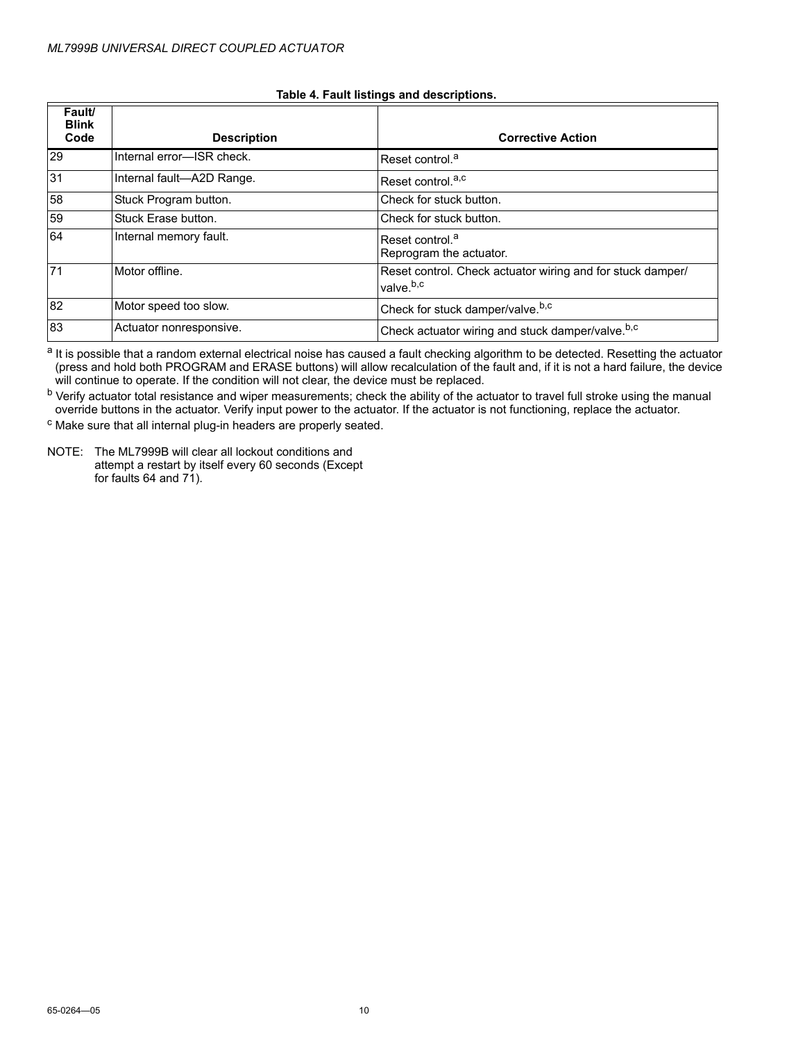**Table 4. Fault listings and descriptions.**

| Fault/ Blink Code | Description | Corrective Action |
|---|---|---|
| 29 | Internal error—ISR check. | Reset control.[a] |
| 31 | Internal fault—A2D Range. | Reset control.[a,c] |
| 58 | Stuck Program button. | Check for stuck button. |
| 59 | Stuck Erase button. | Check for stuck button. |
| 64 | Internal memory fault. | Reset control.[a] Reprogram the actuator. |
| 71 | Motor offline. | Reset control. Check actuator wiring and for stuck damper/ valve.[b,c] |
| 82 | Motor speed too slow. | Check for stuck damper/valve.[b,c] |
| 83 | Actuator nonresponsive. | Check actuator wiring and stuck damper/valve.[b,c] |

[a] It is possible that a random external electrical noise has caused a fault checking algorithm to be detected. Resetting the actuator (press and hold both PROGRAM and ERASE buttons) will allow recalculation of the fault and, if it is not a hard failure, the device will continue to operate. If the condition will not clear, the device must be replaced.

[b] Verify actuator total resistance and wiper measurements; check the ability of the actuator to travel full stroke using the manual override buttons in the actuator. Verify input power to the actuator. If the actuator is not functioning, replace the actuator.

[c] Make sure that all internal plug-in headers are properly seated.

NOTE: The ML7999B will clear all lockout conditions and attempt a restart by itself every 60 seconds (Except for faults 64 and 71).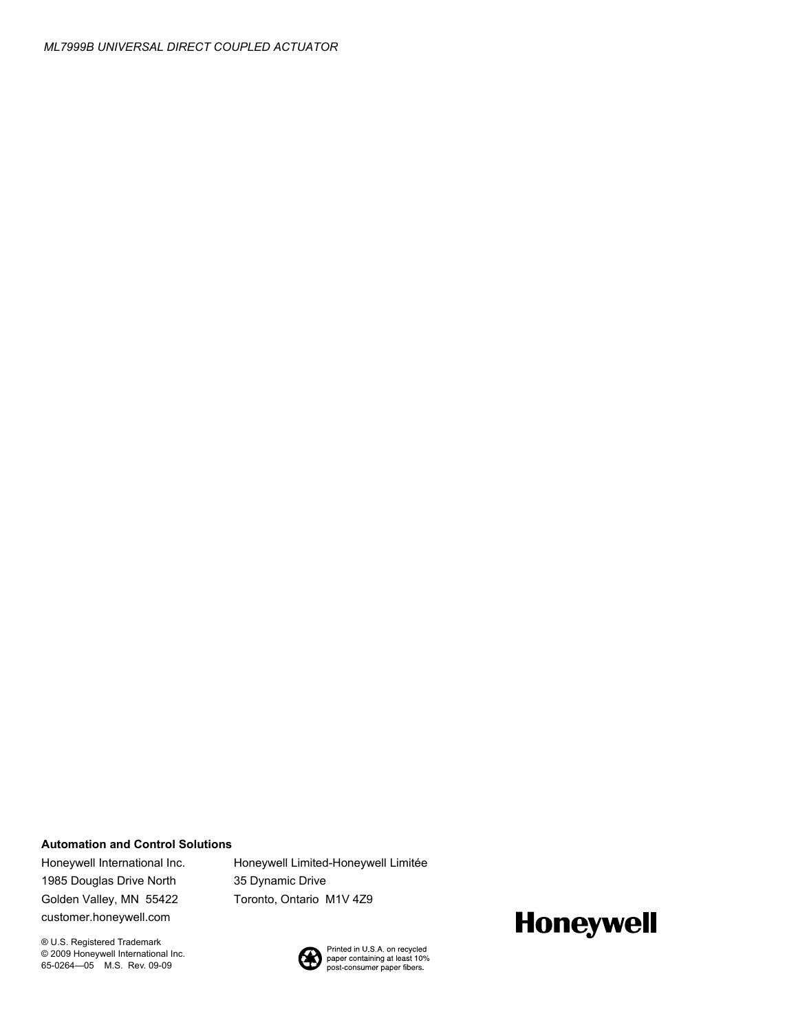**Automation and Control Solutions**

Honeywell International Inc.
1985 Douglas Drive North
Golden Valley, MN 55422
customer.honeywell.com

Honeywell Limited-Honeywell Limitée
35 Dynamic Drive
Toronto, Ontario M1V 4Z9

® U.S. Registered Trademark
© 2009 Honeywell International Inc.
65-0264—05 M.S. Rev. 09-09

Printed in U.S.A. on recycled paper containing at least 10% post-consumer paper fibers.

**Honeywell**